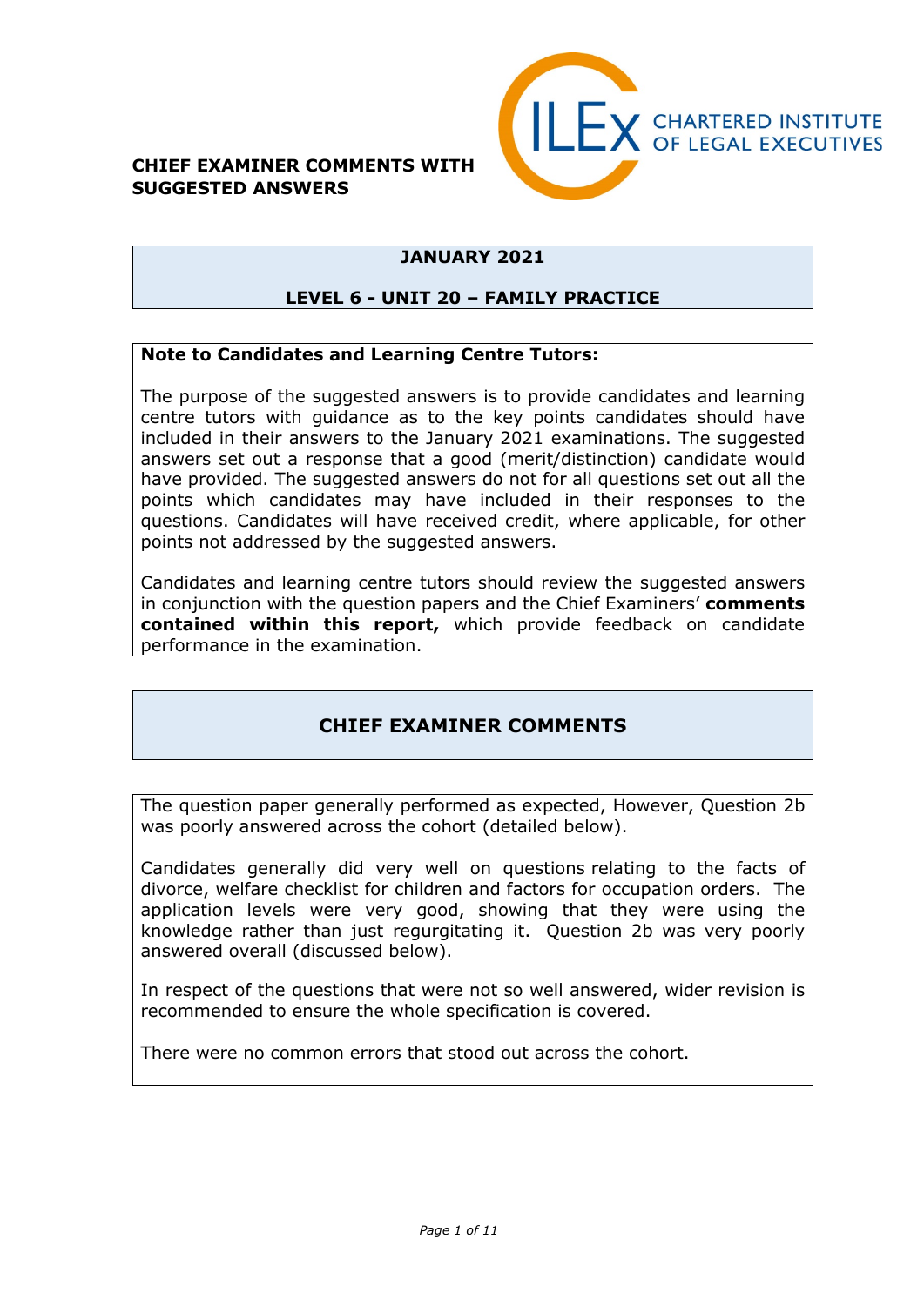**CHIEF EXAMINER COMMENTS WITH SUGGESTED ANSWERS**

CHARTERED INSTITUTE OF LEGAL EXECUTIVES

## JANUARY 2021

## LEVEL 6 - UNIT 20 – FAMILY PRACTICE

**Note to Candidates and Learning Centre Tutors:**

The purpose of the suggested answers is to provide candidates and learning centre tutors with guidance as to the key points candidates should have included in their answers to the January 2021 examinations. The suggested answers set out a response that a good (merit/distinction) candidate would have provided. The suggested answers do not for all questions set out all the points which candidates may have included in their responses to the questions. Candidates will have received credit, where applicable, for other points not addressed by the suggested answers.

Candidates and learning centre tutors should review the suggested answers in conjunction with the question papers and the Chief Examiners' **comments contained within this report,** which provide feedback on candidate performance in the examination.

## CHIEF EXAMINER COMMENTS

The question paper generally performed as expected, However, Question 2b was poorly answered across the cohort (detailed below).

Candidates generally did very well on questions relating to the facts of divorce, welfare checklist for children and factors for occupation orders. The application levels were very good, showing that they were using the knowledge rather than just regurgitating it. Question 2b was very poorly answered overall (discussed below).

In respect of the questions that were not so well answered, wider revision is recommended to ensure the whole specification is covered.

There were no common errors that stood out across the cohort.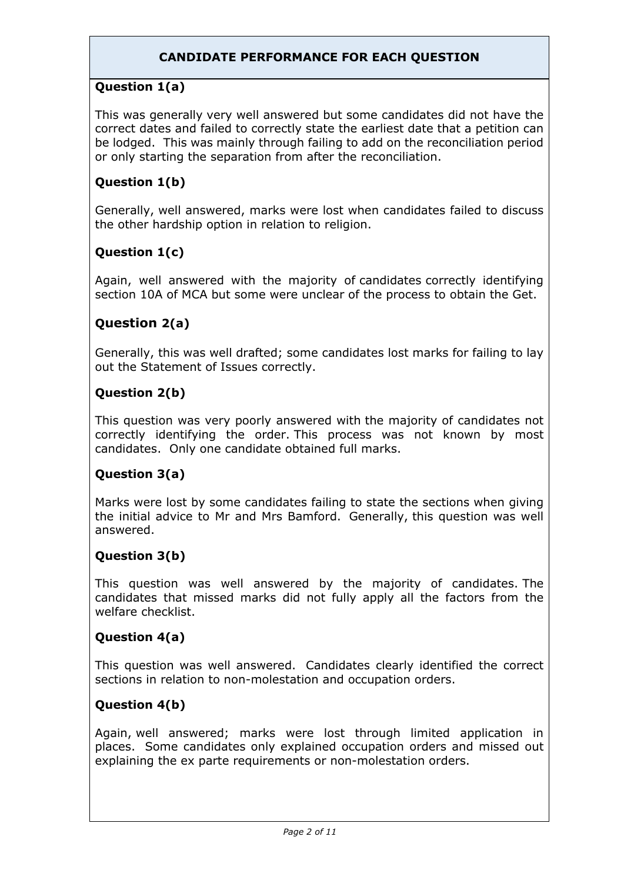## CANDIDATE PERFORMANCE FOR EACH QUESTION

### Question 1(a)

This was generally very well answered but some candidates did not have the correct dates and failed to correctly state the earliest date that a petition can be lodged. This was mainly through failing to add on the reconciliation period or only starting the separation from after the reconciliation.

### Question 1(b)

Generally, well answered, marks were lost when candidates failed to discuss the other hardship option in relation to religion.

### Question 1(c)

Again, well answered with the majority of candidates correctly identifying section 10A of MCA but some were unclear of the process to obtain the Get.

### Question 2(a)

Generally, this was well drafted; some candidates lost marks for failing to lay out the Statement of Issues correctly.

### Question 2(b)

This question was very poorly answered with the majority of candidates not correctly identifying the order. This process was not known by most candidates. Only one candidate obtained full marks.

### Question 3(a)

Marks were lost by some candidates failing to state the sections when giving the initial advice to Mr and Mrs Bamford. Generally, this question was well answered.

### Question 3(b)

This question was well answered by the majority of candidates. The candidates that missed marks did not fully apply all the factors from the welfare checklist.

### Question 4(a)

This question was well answered. Candidates clearly identified the correct sections in relation to non-molestation and occupation orders.

### Question 4(b)

Again, well answered; marks were lost through limited application in places. Some candidates only explained occupation orders and missed out explaining the ex parte requirements or non-molestation orders.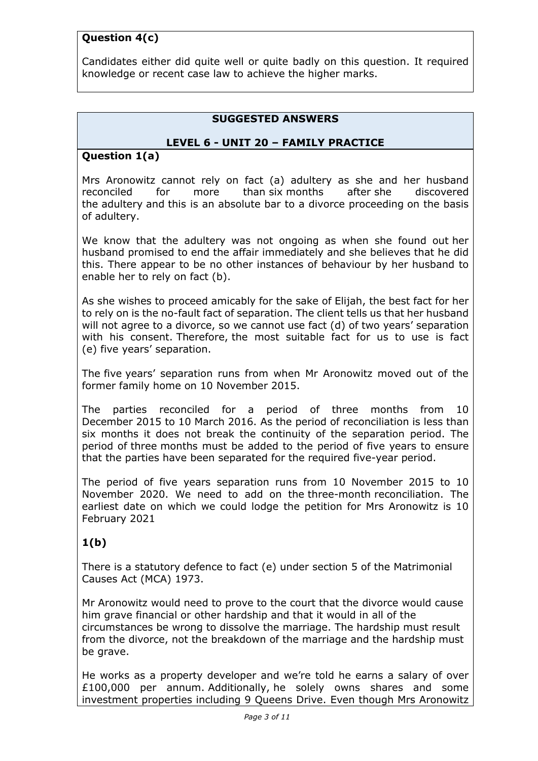**Question 4(c)**

Candidates either did quite well or quite badly on this question. It required knowledge or recent case law to achieve the higher marks.

**SUGGESTED ANSWERS**

**LEVEL 6 - UNIT 20 – FAMILY PRACTICE**

**Question 1(a)**

Mrs Aronowitz cannot rely on fact (a) adultery as she and her husband reconciled for more than six months after she discovered the adultery and this is an absolute bar to a divorce proceeding on the basis of adultery.

We know that the adultery was not ongoing as when she found out her husband promised to end the affair immediately and she believes that he did this. There appear to be no other instances of behaviour by her husband to enable her to rely on fact (b).

As she wishes to proceed amicably for the sake of Elijah, the best fact for her to rely on is the no-fault fact of separation. The client tells us that her husband will not agree to a divorce, so we cannot use fact (d) of two years' separation with his consent. Therefore, the most suitable fact for us to use is fact (e) five years' separation.

The five years' separation runs from when Mr Aronowitz moved out of the former family home on 10 November 2015.

The parties reconciled for a period of three months from 10 December 2015 to 10 March 2016. As the period of reconciliation is less than six months it does not break the continuity of the separation period. The period of three months must be added to the period of five years to ensure that the parties have been separated for the required five-year period.

The period of five years separation runs from 10 November 2015 to 10 November 2020. We need to add on the three-month reconciliation. The earliest date on which we could lodge the petition for Mrs Aronowitz is 10 February 2021

**1(b)**

There is a statutory defence to fact (e) under section 5 of the Matrimonial Causes Act (MCA) 1973.

Mr Aronowitz would need to prove to the court that the divorce would cause him grave financial or other hardship and that it would in all of the circumstances be wrong to dissolve the marriage. The hardship must result from the divorce, not the breakdown of the marriage and the hardship must be grave.

He works as a property developer and we're told he earns a salary of over £100,000 per annum. Additionally, he solely owns shares and some investment properties including 9 Queens Drive. Even though Mrs Aronowitz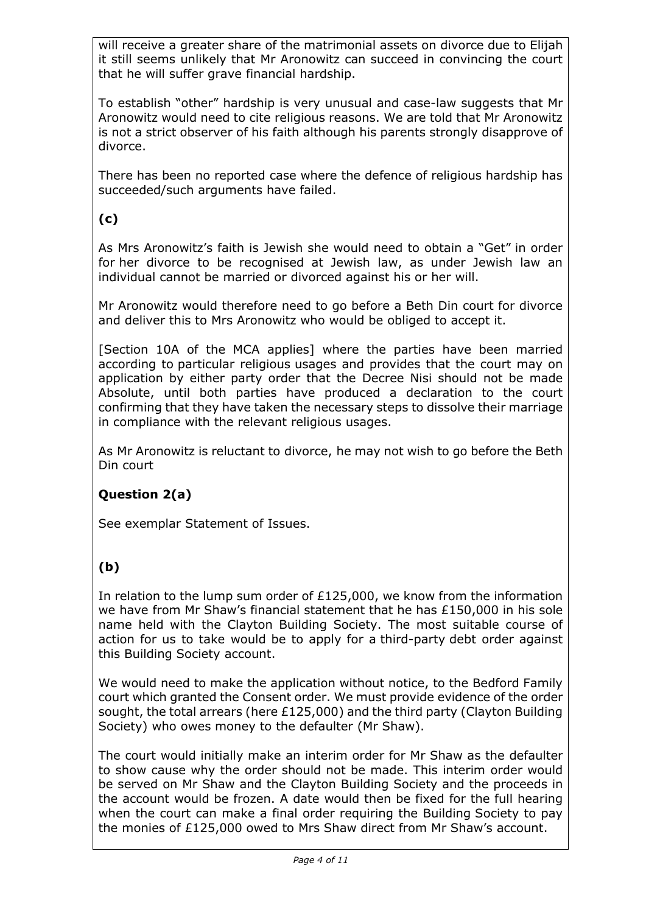will receive a greater share of the matrimonial assets on divorce due to Elijah it still seems unlikely that Mr Aronowitz can succeed in convincing the court that he will suffer grave financial hardship.

To establish "other" hardship is very unusual and case-law suggests that Mr Aronowitz would need to cite religious reasons. We are told that Mr Aronowitz is not a strict observer of his faith although his parents strongly disapprove of divorce.

There has been no reported case where the defence of religious hardship has succeeded/such arguments have failed.

**(c)**

As Mrs Aronowitz's faith is Jewish she would need to obtain a "Get" in order for her divorce to be recognised at Jewish law, as under Jewish law an individual cannot be married or divorced against his or her will.

Mr Aronowitz would therefore need to go before a Beth Din court for divorce and deliver this to Mrs Aronowitz who would be obliged to accept it.

[Section 10A of the MCA applies] where the parties have been married according to particular religious usages and provides that the court may on application by either party order that the Decree Nisi should not be made Absolute, until both parties have produced a declaration to the court confirming that they have taken the necessary steps to dissolve their marriage in compliance with the relevant religious usages.

As Mr Aronowitz is reluctant to divorce, he may not wish to go before the Beth Din court

**Question 2(a)**

See exemplar Statement of Issues.

**(b)**

In relation to the lump sum order of £125,000, we know from the information we have from Mr Shaw's financial statement that he has £150,000 in his sole name held with the Clayton Building Society. The most suitable course of action for us to take would be to apply for a third-party debt order against this Building Society account.

We would need to make the application without notice, to the Bedford Family court which granted the Consent order. We must provide evidence of the order sought, the total arrears (here £125,000) and the third party (Clayton Building Society) who owes money to the defaulter (Mr Shaw).

The court would initially make an interim order for Mr Shaw as the defaulter to show cause why the order should not be made. This interim order would be served on Mr Shaw and the Clayton Building Society and the proceeds in the account would be frozen. A date would then be fixed for the full hearing when the court can make a final order requiring the Building Society to pay the monies of £125,000 owed to Mrs Shaw direct from Mr Shaw's account.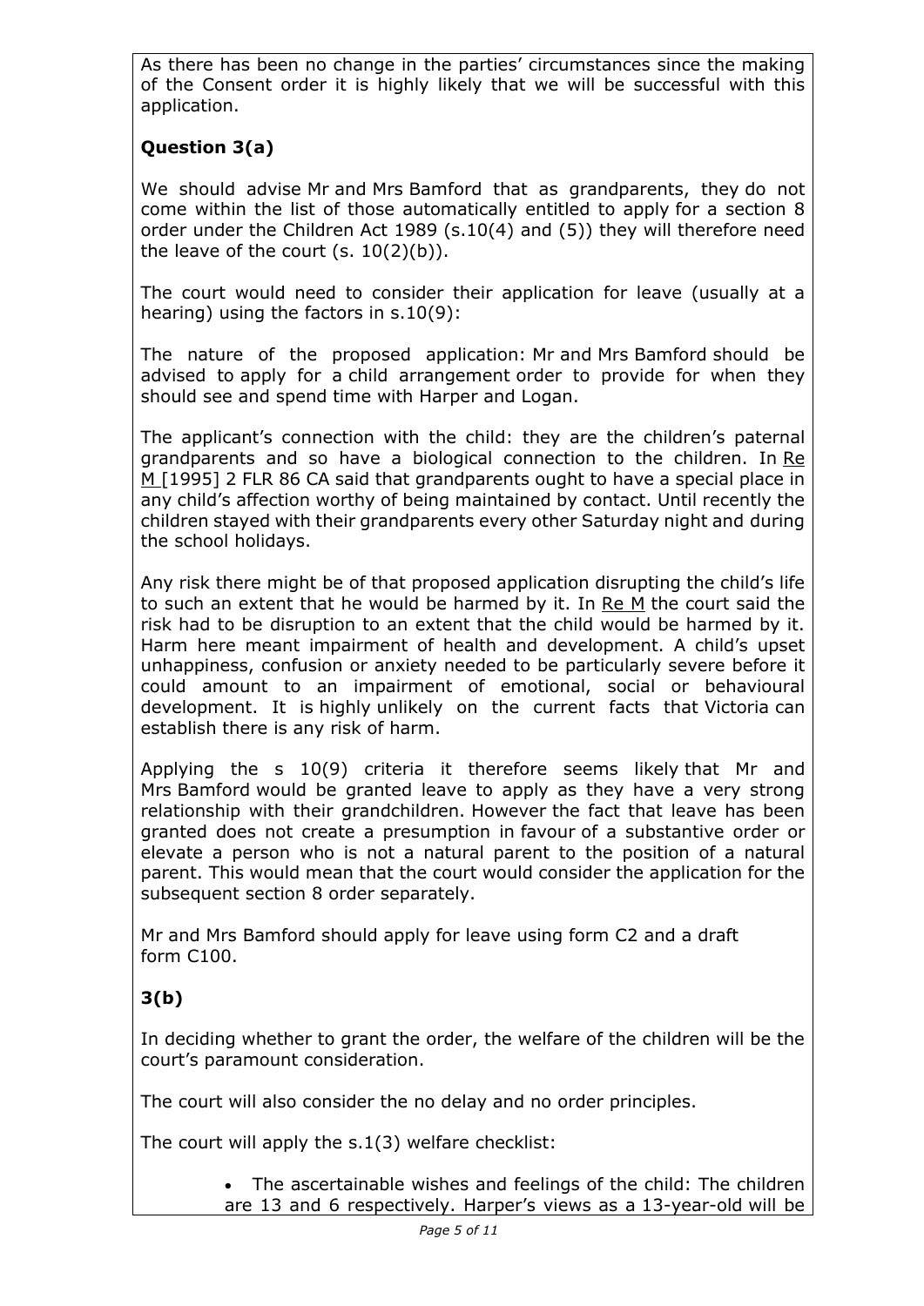As there has been no change in the parties' circumstances since the making of the Consent order it is highly likely that we will be successful with this application.

**Question 3(a)**

We should advise Mr and Mrs Bamford that as grandparents, they do not come within the list of those automatically entitled to apply for a section 8 order under the Children Act 1989 (s.10(4) and (5)) they will therefore need the leave of the court (s. 10(2)(b)).

The court would need to consider their application for leave (usually at a hearing) using the factors in s.10(9):

The nature of the proposed application: Mr and Mrs Bamford should be advised to apply for a child arrangement order to provide for when they should see and spend time with Harper and Logan.

The applicant's connection with the child: they are the children's paternal grandparents and so have a biological connection to the children. In Re M [1995] 2 FLR 86 CA said that grandparents ought to have a special place in any child's affection worthy of being maintained by contact. Until recently the children stayed with their grandparents every other Saturday night and during the school holidays.

Any risk there might be of that proposed application disrupting the child's life to such an extent that he would be harmed by it. In Re M the court said the risk had to be disruption to an extent that the child would be harmed by it. Harm here meant impairment of health and development. A child's upset unhappiness, confusion or anxiety needed to be particularly severe before it could amount to an impairment of emotional, social or behavioural development. It is highly unlikely on the current facts that Victoria can establish there is any risk of harm.

Applying the s 10(9) criteria it therefore seems likely that Mr and Mrs Bamford would be granted leave to apply as they have a very strong relationship with their grandchildren. However the fact that leave has been granted does not create a presumption in favour of a substantive order or elevate a person who is not a natural parent to the position of a natural parent. This would mean that the court would consider the application for the subsequent section 8 order separately.

Mr and Mrs Bamford should apply for leave using form C2 and a draft form C100.

**3(b)**

In deciding whether to grant the order, the welfare of the children will be the court's paramount consideration.

The court will also consider the no delay and no order principles.

The court will apply the s.1(3) welfare checklist:

- The ascertainable wishes and feelings of the child: The children are 13 and 6 respectively. Harper's views as a 13-year-old will be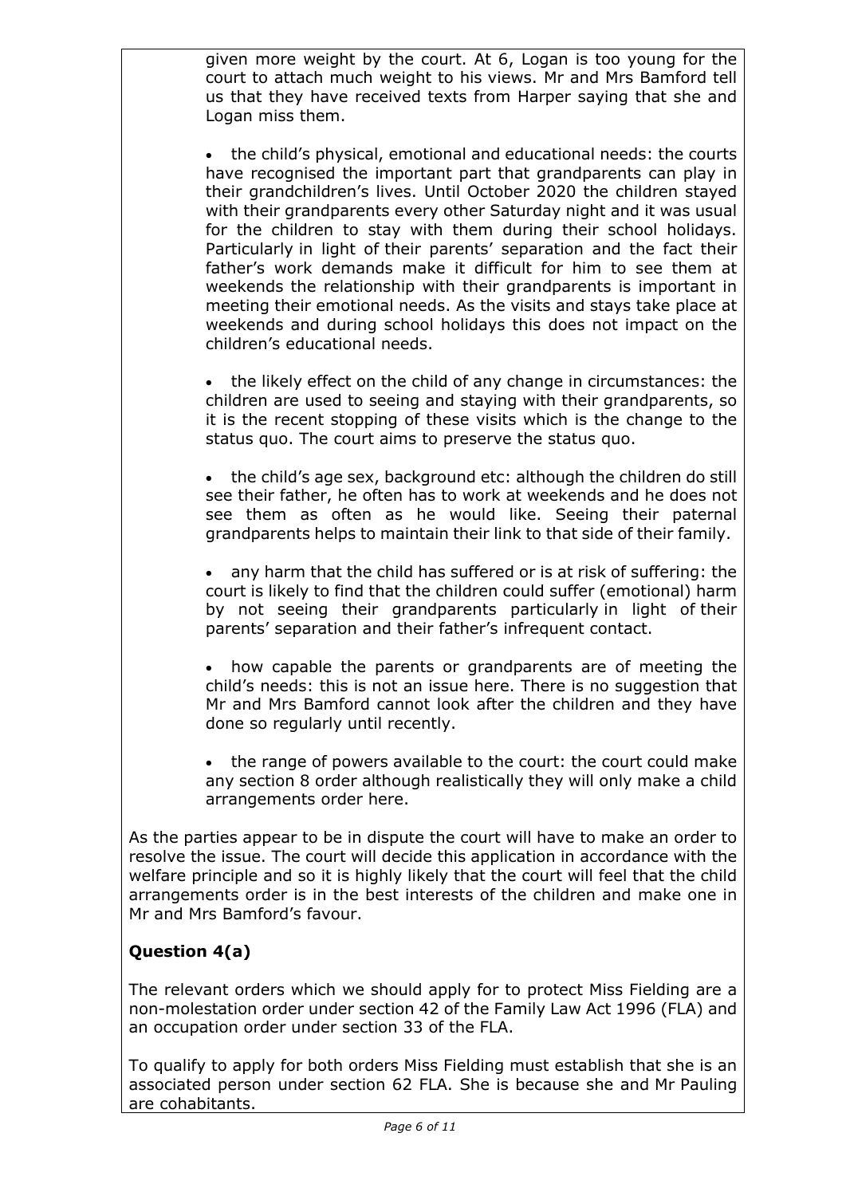given more weight by the court. At 6, Logan is too young for the court to attach much weight to his views. Mr and Mrs Bamford tell us that they have received texts from Harper saying that she and Logan miss them.

- the child's physical, emotional and educational needs: the courts have recognised the important part that grandparents can play in their grandchildren's lives. Until October 2020 the children stayed with their grandparents every other Saturday night and it was usual for the children to stay with them during their school holidays. Particularly in light of their parents' separation and the fact their father's work demands make it difficult for him to see them at weekends the relationship with their grandparents is important in meeting their emotional needs. As the visits and stays take place at weekends and during school holidays this does not impact on the children's educational needs.

- the likely effect on the child of any change in circumstances: the children are used to seeing and staying with their grandparents, so it is the recent stopping of these visits which is the change to the status quo. The court aims to preserve the status quo.

- the child's age sex, background etc: although the children do still see their father, he often has to work at weekends and he does not see them as often as he would like. Seeing their paternal grandparents helps to maintain their link to that side of their family.

- any harm that the child has suffered or is at risk of suffering: the court is likely to find that the children could suffer (emotional) harm by not seeing their grandparents particularly in light of their parents' separation and their father's infrequent contact.

- how capable the parents or grandparents are of meeting the child's needs: this is not an issue here. There is no suggestion that Mr and Mrs Bamford cannot look after the children and they have done so regularly until recently.

- the range of powers available to the court: the court could make any section 8 order although realistically they will only make a child arrangements order here.

As the parties appear to be in dispute the court will have to make an order to resolve the issue. The court will decide this application in accordance with the welfare principle and so it is highly likely that the court will feel that the child arrangements order is in the best interests of the children and make one in Mr and Mrs Bamford's favour.

**Question 4(a)**

The relevant orders which we should apply for to protect Miss Fielding are a non-molestation order under section 42 of the Family Law Act 1996 (FLA) and an occupation order under section 33 of the FLA.

To qualify to apply for both orders Miss Fielding must establish that she is an associated person under section 62 FLA. She is because she and Mr Pauling are cohabitants.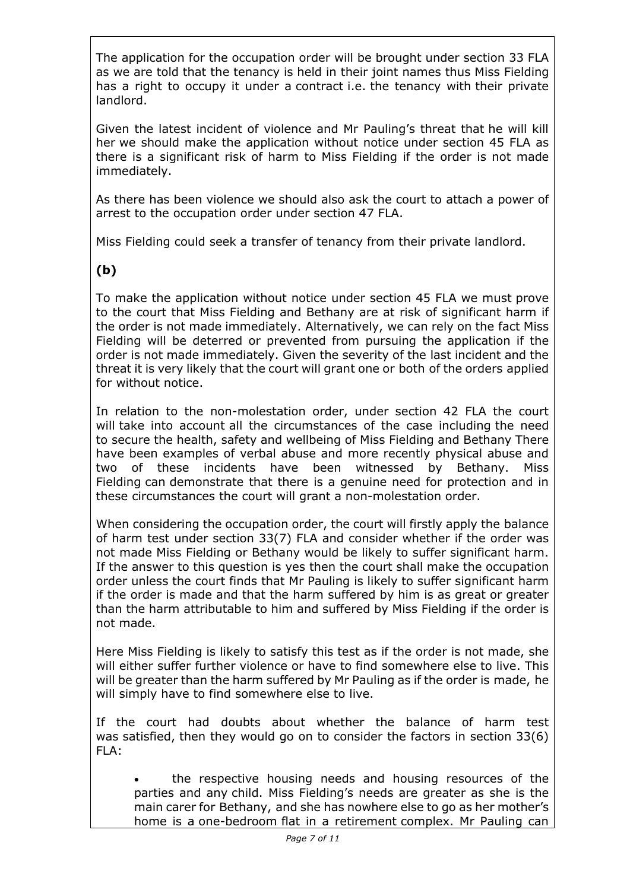The application for the occupation order will be brought under section 33 FLA as we are told that the tenancy is held in their joint names thus Miss Fielding has a right to occupy it under a contract i.e. the tenancy with their private landlord.

Given the latest incident of violence and Mr Pauling's threat that he will kill her we should make the application without notice under section 45 FLA as there is a significant risk of harm to Miss Fielding if the order is not made immediately.

As there has been violence we should also ask the court to attach a power of arrest to the occupation order under section 47 FLA.

Miss Fielding could seek a transfer of tenancy from their private landlord.

**(b)**

To make the application without notice under section 45 FLA we must prove to the court that Miss Fielding and Bethany are at risk of significant harm if the order is not made immediately. Alternatively, we can rely on the fact Miss Fielding will be deterred or prevented from pursuing the application if the order is not made immediately. Given the severity of the last incident and the threat it is very likely that the court will grant one or both of the orders applied for without notice.

In relation to the non-molestation order, under section 42 FLA the court will take into account all the circumstances of the case including the need to secure the health, safety and wellbeing of Miss Fielding and Bethany There have been examples of verbal abuse and more recently physical abuse and two of these incidents have been witnessed by Bethany. Miss Fielding can demonstrate that there is a genuine need for protection and in these circumstances the court will grant a non-molestation order.

When considering the occupation order, the court will firstly apply the balance of harm test under section 33(7) FLA and consider whether if the order was not made Miss Fielding or Bethany would be likely to suffer significant harm. If the answer to this question is yes then the court shall make the occupation order unless the court finds that Mr Pauling is likely to suffer significant harm if the order is made and that the harm suffered by him is as great or greater than the harm attributable to him and suffered by Miss Fielding if the order is not made.

Here Miss Fielding is likely to satisfy this test as if the order is not made, she will either suffer further violence or have to find somewhere else to live. This will be greater than the harm suffered by Mr Pauling as if the order is made, he will simply have to find somewhere else to live.

If the court had doubts about whether the balance of harm test was satisfied, then they would go on to consider the factors in section 33(6) FLA:

- the respective housing needs and housing resources of the parties and any child. Miss Fielding's needs are greater as she is the main carer for Bethany, and she has nowhere else to go as her mother's home is a one-bedroom flat in a retirement complex. Mr Pauling can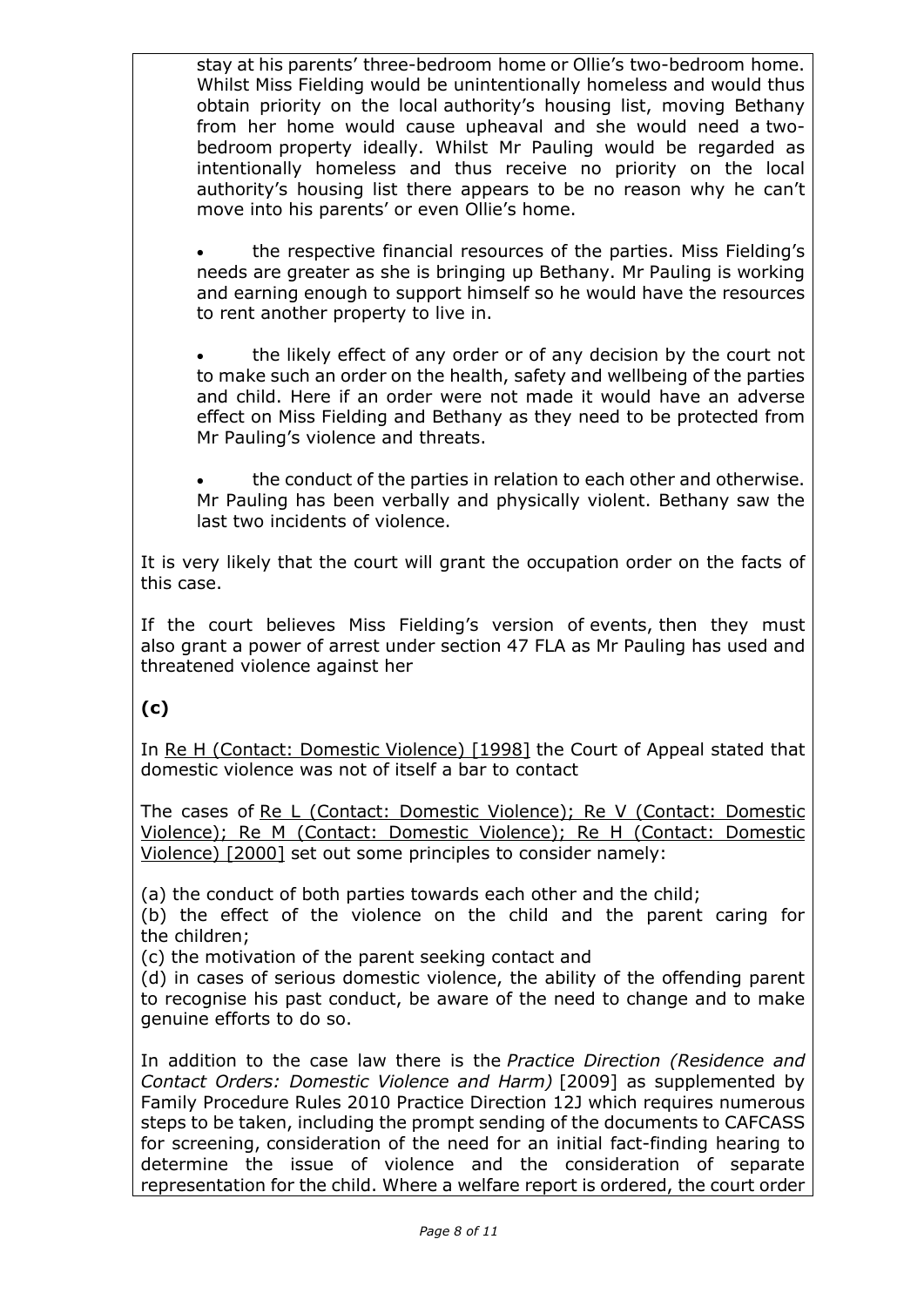stay at his parents' three-bedroom home or Ollie's two-bedroom home. Whilst Miss Fielding would be unintentionally homeless and would thus obtain priority on the local authority's housing list, moving Bethany from her home would cause upheaval and she would need a two-bedroom property ideally. Whilst Mr Pauling would be regarded as intentionally homeless and thus receive no priority on the local authority's housing list there appears to be no reason why he can't move into his parents' or even Ollie's home.

- the respective financial resources of the parties. Miss Fielding's needs are greater as she is bringing up Bethany. Mr Pauling is working and earning enough to support himself so he would have the resources to rent another property to live in.

- the likely effect of any order or of any decision by the court not to make such an order on the health, safety and wellbeing of the parties and child. Here if an order were not made it would have an adverse effect on Miss Fielding and Bethany as they need to be protected from Mr Pauling's violence and threats.

- the conduct of the parties in relation to each other and otherwise. Mr Pauling has been verbally and physically violent. Bethany saw the last two incidents of violence.

It is very likely that the court will grant the occupation order on the facts of this case.

If the court believes Miss Fielding's version of events, then they must also grant a power of arrest under section 47 FLA as Mr Pauling has used and threatened violence against her

**(c)**

In Re H (Contact: Domestic Violence) [1998] the Court of Appeal stated that domestic violence was not of itself a bar to contact

The cases of Re L (Contact: Domestic Violence); Re V (Contact: Domestic Violence); Re M (Contact: Domestic Violence); Re H (Contact: Domestic Violence) [2000] set out some principles to consider namely:

(a) the conduct of both parties towards each other and the child;
(b) the effect of the violence on the child and the parent caring for the children;
(c) the motivation of the parent seeking contact and
(d) in cases of serious domestic violence, the ability of the offending parent to recognise his past conduct, be aware of the need to change and to make genuine efforts to do so.

In addition to the case law there is the *Practice Direction (Residence and Contact Orders: Domestic Violence and Harm)* [2009] as supplemented by Family Procedure Rules 2010 Practice Direction 12J which requires numerous steps to be taken, including the prompt sending of the documents to CAFCASS for screening, consideration of the need for an initial fact-finding hearing to determine the issue of violence and the consideration of separate representation for the child. Where a welfare report is ordered, the court order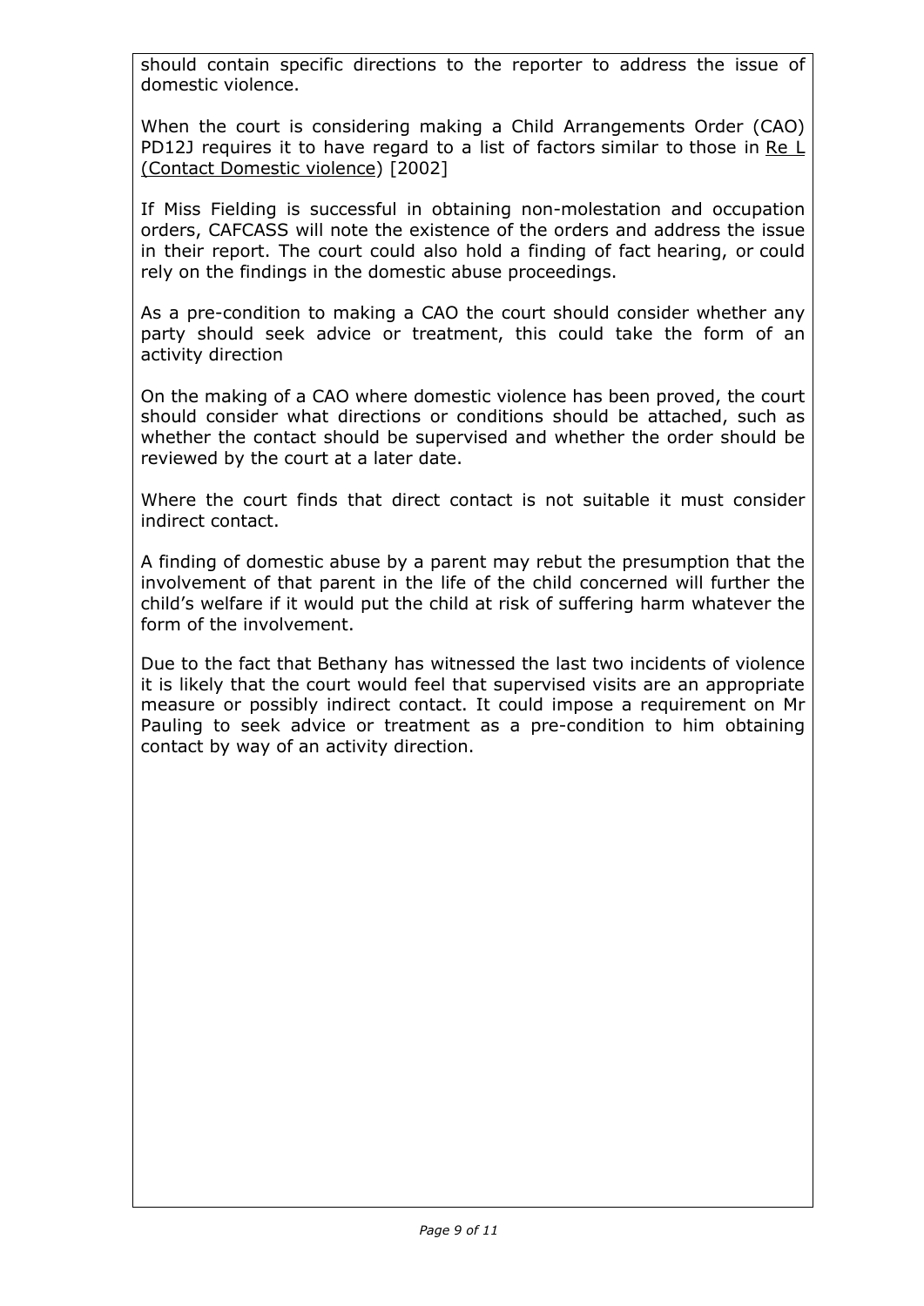should contain specific directions to the reporter to address the issue of domestic violence.

When the court is considering making a Child Arrangements Order (CAO) PD12J requires it to have regard to a list of factors similar to those in Re L (Contact Domestic violence) [2002]

If Miss Fielding is successful in obtaining non-molestation and occupation orders, CAFCASS will note the existence of the orders and address the issue in their report. The court could also hold a finding of fact hearing, or could rely on the findings in the domestic abuse proceedings.

As a pre-condition to making a CAO the court should consider whether any party should seek advice or treatment, this could take the form of an activity direction

On the making of a CAO where domestic violence has been proved, the court should consider what directions or conditions should be attached, such as whether the contact should be supervised and whether the order should be reviewed by the court at a later date.

Where the court finds that direct contact is not suitable it must consider indirect contact.

A finding of domestic abuse by a parent may rebut the presumption that the involvement of that parent in the life of the child concerned will further the child's welfare if it would put the child at risk of suffering harm whatever the form of the involvement.

Due to the fact that Bethany has witnessed the last two incidents of violence it is likely that the court would feel that supervised visits are an appropriate measure or possibly indirect contact. It could impose a requirement on Mr Pauling to seek advice or treatment as a pre-condition to him obtaining contact by way of an activity direction.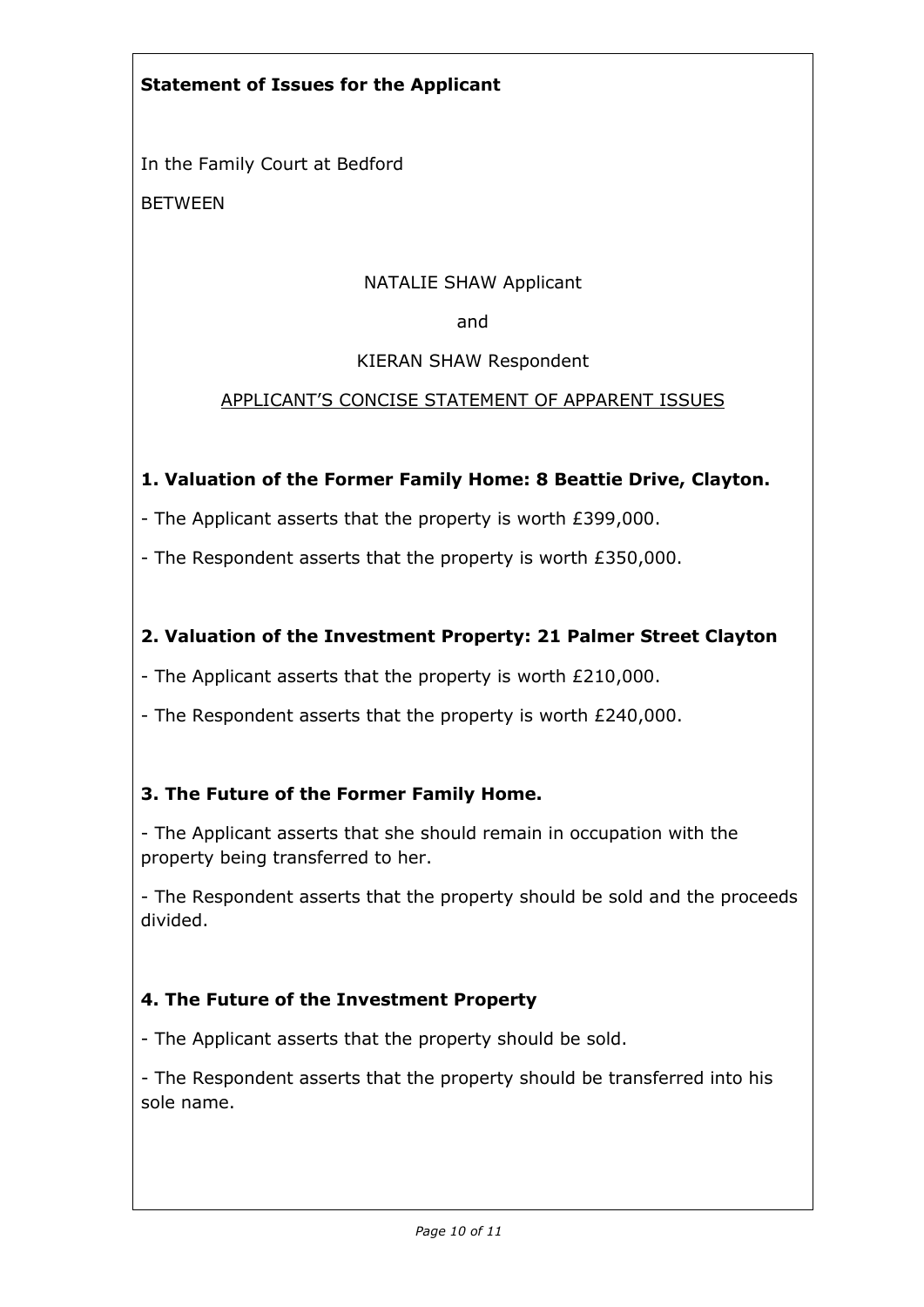**Statement of Issues for the Applicant**

In the Family Court at Bedford

BETWEEN

NATALIE SHAW Applicant

and

KIERAN SHAW Respondent

<u>APPLICANT'S CONCISE STATEMENT OF APPARENT ISSUES</u>

**1. Valuation of the Former Family Home: 8 Beattie Drive, Clayton.**

- The Applicant asserts that the property is worth £399,000.
- The Respondent asserts that the property is worth £350,000.

**2. Valuation of the Investment Property: 21 Palmer Street Clayton**

- The Applicant asserts that the property is worth £210,000.
- The Respondent asserts that the property is worth £240,000.

**3. The Future of the Former Family Home.**

- The Applicant asserts that she should remain in occupation with the property being transferred to her.
- The Respondent asserts that the property should be sold and the proceeds divided.

**4. The Future of the Investment Property**

- The Applicant asserts that the property should be sold.
- The Respondent asserts that the property should be transferred into his sole name.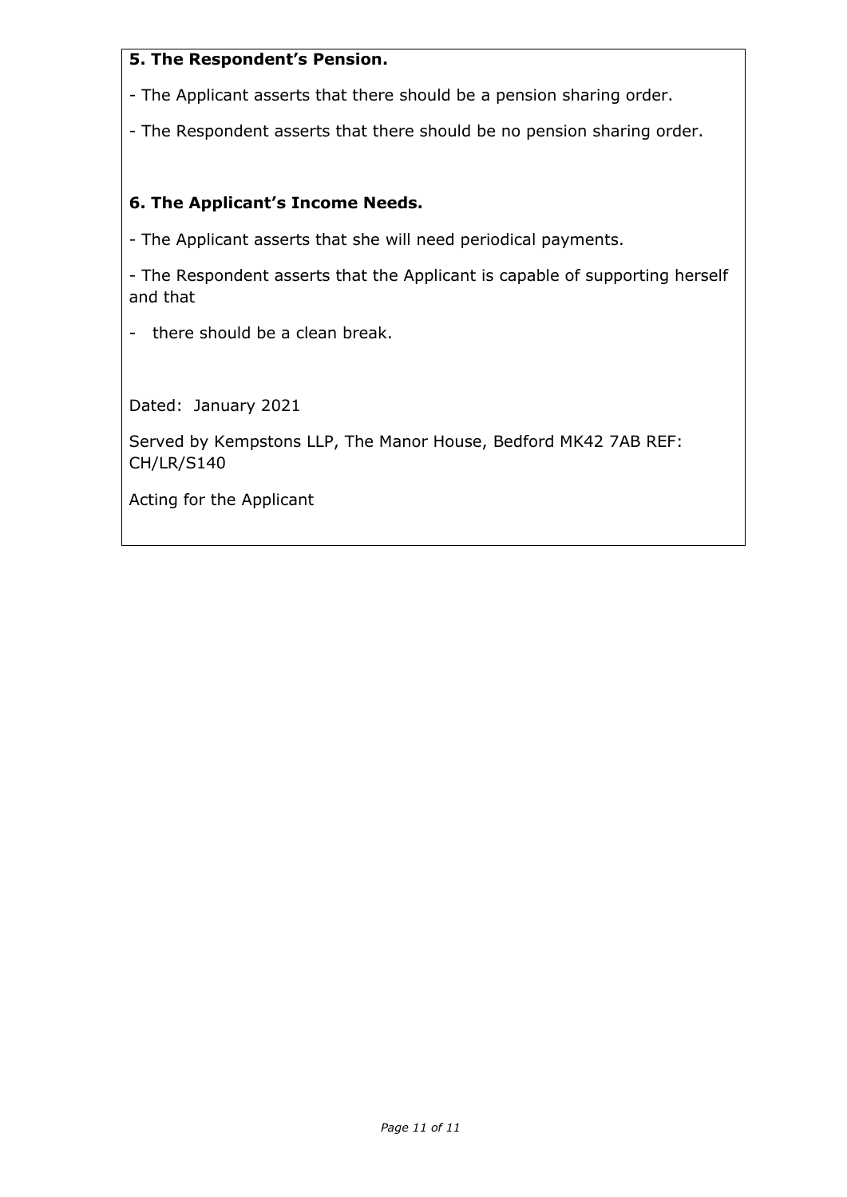**5. The Respondent's Pension.**

- The Applicant asserts that there should be a pension sharing order.

- The Respondent asserts that there should be no pension sharing order.

**6. The Applicant's Income Needs.**

- The Applicant asserts that she will need periodical payments.

- The Respondent asserts that the Applicant is capable of supporting herself and that

- there should be a clean break.

Dated: January 2021

Served by Kempstons LLP, The Manor House, Bedford MK42 7AB REF: CH/LR/S140

Acting for the Applicant